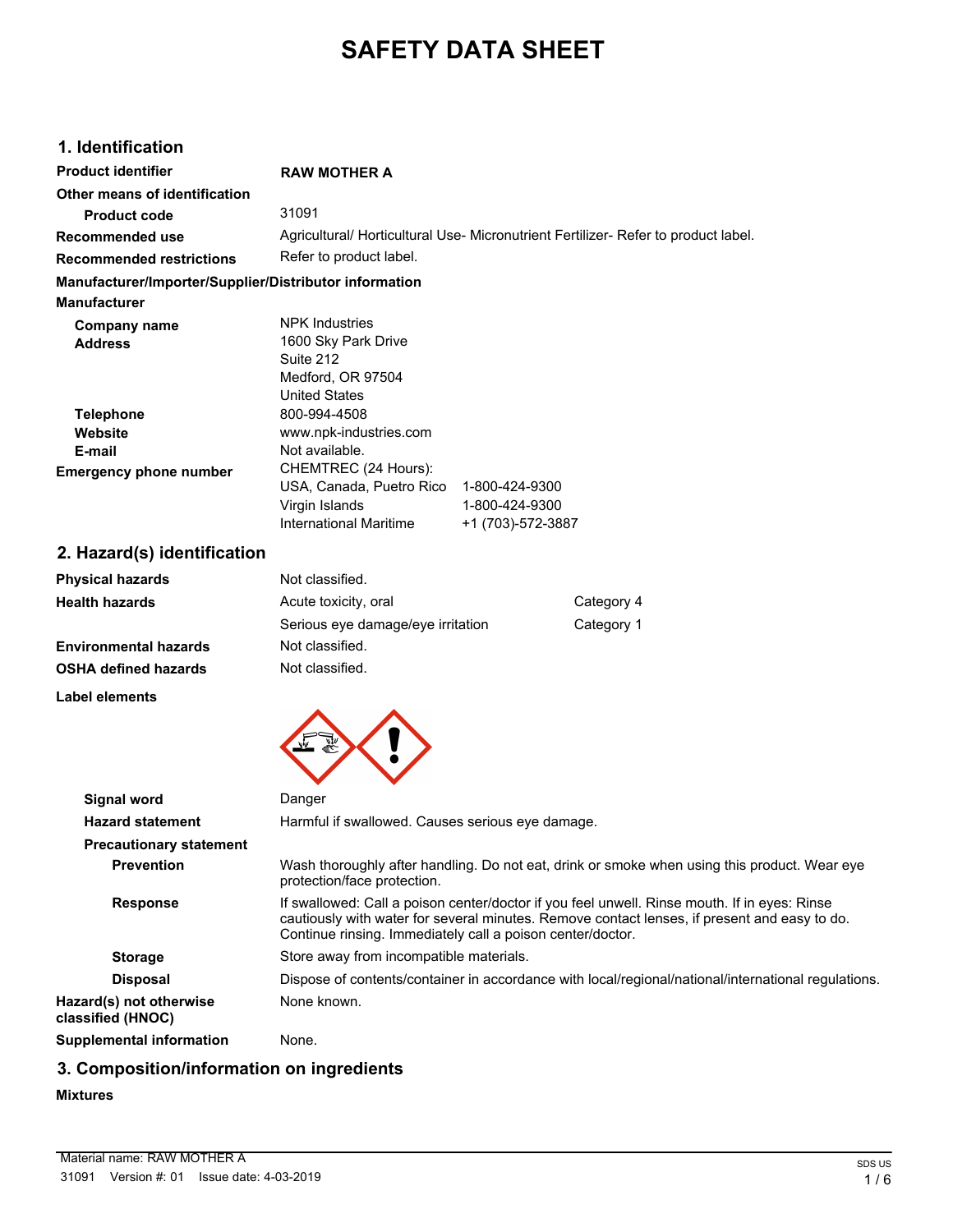# SAFETY DATA SHEET

## 1. Identification

| | |
|---|---|
| **Product identifier** | **RAW MOTHER A** |
| **Other means of identification** | |
| **Product code** | 31091 |
| **Recommended use** | Agricultural/ Horticultural Use- Micronutrient Fertilizer- Refer to product label. |
| **Recommended restrictions** | Refer to product label. |

**Manufacturer/Importer/Supplier/Distributor information**

**Manufacturer**

| | |
|---|---|
| **Company name** | NPK Industries |
| **Address** | 1600 Sky Park Drive<br>Suite 212<br>Medford, OR 97504<br>United States |
| **Telephone** | 800-994-4508 |
| **Website** | www.npk-industries.com |
| **E-mail** | Not available. |
| **Emergency phone number** | CHEMTREC (24 Hours):<br>USA, Canada, Puetro Rico 1-800-424-9300<br>Virgin Islands 1-800-424-9300<br>International Maritime +1 (703)-572-3887 |

## 2. Hazard(s) identification

| | | |
|---|---|---|
| **Physical hazards** | Not classified. | |
| **Health hazards** | Acute toxicity, oral | Category 4 |
| | Serious eye damage/eye irritation | Category 1 |
| **Environmental hazards** | Not classified. | |
| **OSHA defined hazards** | Not classified. | |

**Label elements**

| | |
|---|---|
| **Signal word** | Danger |
| **Hazard statement** | Harmful if swallowed. Causes serious eye damage. |
| **Precautionary statement** | |
| **Prevention** | Wash thoroughly after handling. Do not eat, drink or smoke when using this product. Wear eye protection/face protection. |
| **Response** | If swallowed: Call a poison center/doctor if you feel unwell. Rinse mouth. If in eyes: Rinse cautiously with water for several minutes. Remove contact lenses, if present and easy to do. Continue rinsing. Immediately call a poison center/doctor. |
| **Storage** | Store away from incompatible materials. |
| **Disposal** | Dispose of contents/container in accordance with local/regional/national/international regulations. |
| **Hazard(s) not otherwise classified (HNOC)** | None known. |
| **Supplemental information** | None. |

## 3. Composition/information on ingredients

**Mixtures**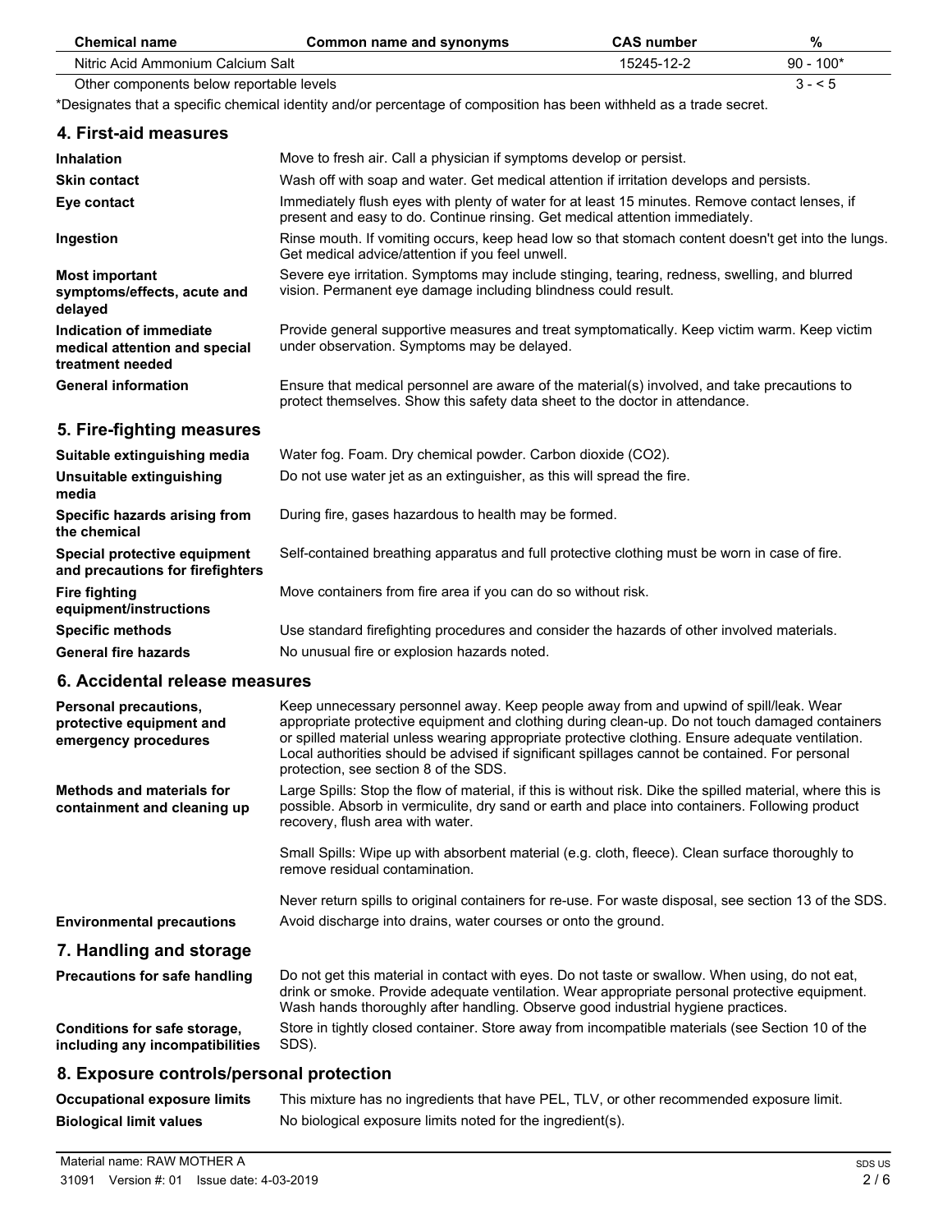| Chemical name | Common name and synonyms | CAS number | % |
| --- | --- | --- | --- |
| Nitric Acid Ammonium Calcium Salt | | 15245-12-2 | 90 - 100* |
| Other components below reportable levels | | | 3 - < 5 |

*Designates that a specific chemical identity and/or percentage of composition has been withheld as a trade secret.

## 4. First-aid measures

| | |
| --- | --- |
| **Inhalation** | Move to fresh air. Call a physician if symptoms develop or persist. |
| **Skin contact** | Wash off with soap and water. Get medical attention if irritation develops and persists. |
| **Eye contact** | Immediately flush eyes with plenty of water for at least 15 minutes. Remove contact lenses, if present and easy to do. Continue rinsing. Get medical attention immediately. |
| **Ingestion** | Rinse mouth. If vomiting occurs, keep head low so that stomach content doesn't get into the lungs. Get medical advice/attention if you feel unwell. |
| **Most important symptoms/effects, acute and delayed** | Severe eye irritation. Symptoms may include stinging, tearing, redness, swelling, and blurred vision. Permanent eye damage including blindness could result. |
| **Indication of immediate medical attention and special treatment needed** | Provide general supportive measures and treat symptomatically. Keep victim warm. Keep victim under observation. Symptoms may be delayed. |
| **General information** | Ensure that medical personnel are aware of the material(s) involved, and take precautions to protect themselves. Show this safety data sheet to the doctor in attendance. |

## 5. Fire-fighting measures

| | |
| --- | --- |
| **Suitable extinguishing media** | Water fog. Foam. Dry chemical powder. Carbon dioxide ($CO_2$). |
| **Unsuitable extinguishing media** | Do not use water jet as an extinguisher, as this will spread the fire. |
| **Specific hazards arising from the chemical** | During fire, gases hazardous to health may be formed. |
| **Special protective equipment and precautions for firefighters** | Self-contained breathing apparatus and full protective clothing must be worn in case of fire. |
| **Fire fighting equipment/instructions** | Move containers from fire area if you can do so without risk. |
| **Specific methods** | Use standard firefighting procedures and consider the hazards of other involved materials. |
| **General fire hazards** | No unusual fire or explosion hazards noted. |

## 6. Accidental release measures

| | |
| --- | --- |
| **Personal precautions, protective equipment and emergency procedures** | Keep unnecessary personnel away. Keep people away from and upwind of spill/leak. Wear appropriate protective equipment and clothing during clean-up. Do not touch damaged containers or spilled material unless wearing appropriate protective clothing. Ensure adequate ventilation. Local authorities should be advised if significant spillages cannot be contained. For personal protection, see section 8 of the SDS. |
| **Methods and materials for containment and cleaning up** | Large Spills: Stop the flow of material, if this is without risk. Dike the spilled material, where this is possible. Absorb in vermiculite, dry sand or earth and place into containers. Following product recovery, flush area with water.<br><br>Small Spills: Wipe up with absorbent material (e.g. cloth, fleece). Clean surface thoroughly to remove residual contamination.<br><br>Never return spills to original containers for re-use. For waste disposal, see section 13 of the SDS. |
| **Environmental precautions** | Avoid discharge into drains, water courses or onto the ground. |

## 7. Handling and storage

| | |
| --- | --- |
| **Precautions for safe handling** | Do not get this material in contact with eyes. Do not taste or swallow. When using, do not eat, drink or smoke. Provide adequate ventilation. Wear appropriate personal protective equipment. Wash hands thoroughly after handling. Observe good industrial hygiene practices. |
| **Conditions for safe storage, including any incompatibilities** | Store in tightly closed container. Store away from incompatible materials (see Section 10 of the SDS). |

## 8. Exposure controls/personal protection

| | |
| --- | --- |
| **Occupational exposure limits** | This mixture has no ingredients that have PEL, TLV, or other recommended exposure limit. |
| **Biological limit values** | No biological exposure limits noted for the ingredient(s). |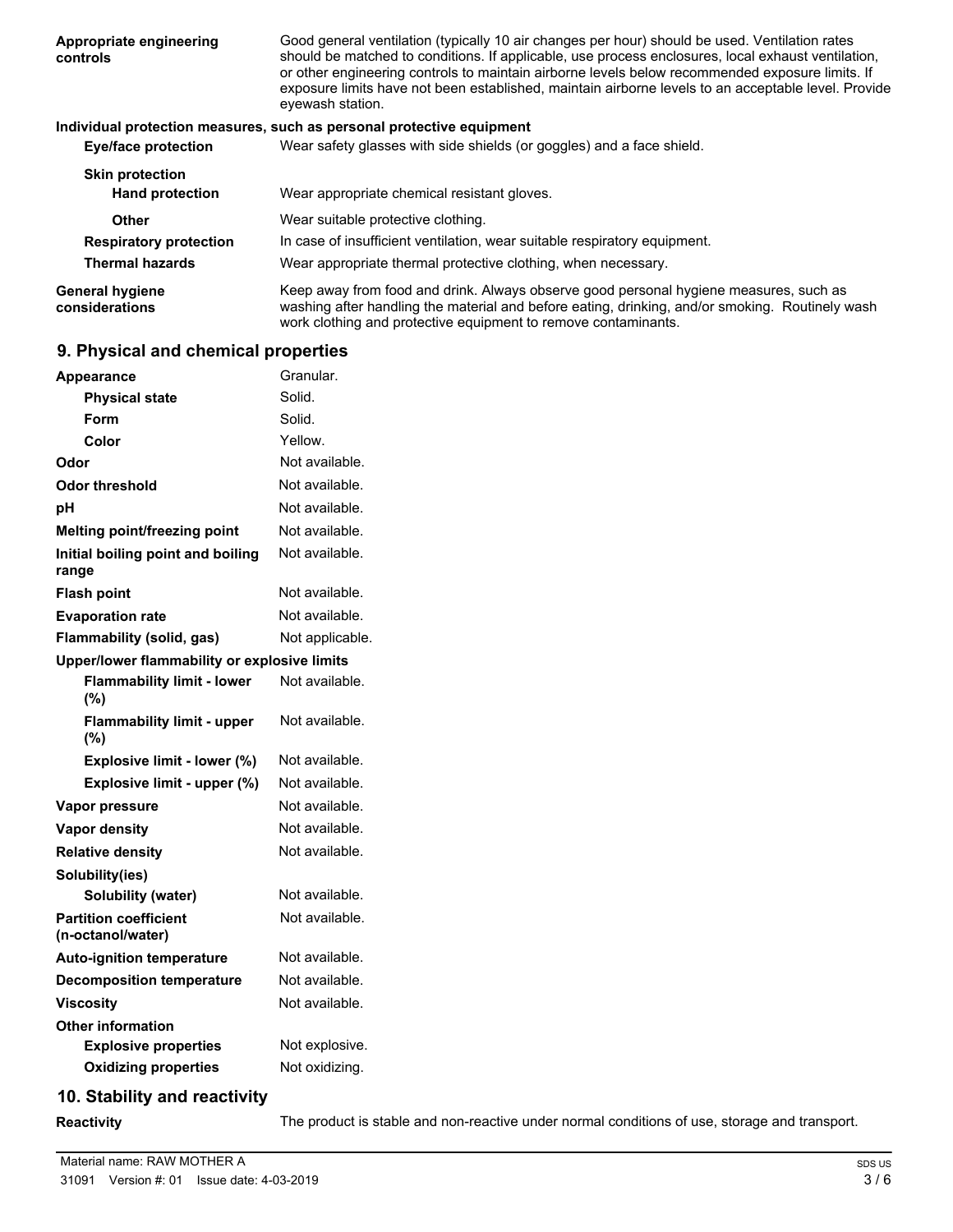| | |
|---|---|
| **Appropriate engineering controls** | Good general ventilation (typically 10 air changes per hour) should be used. Ventilation rates should be matched to conditions. If applicable, use process enclosures, local exhaust ventilation, or other engineering controls to maintain airborne levels below recommended exposure limits. If exposure limits have not been established, maintain airborne levels to an acceptable level. Provide eyewash station. |

**Individual protection measures, such as personal protective equipment**

| | |
|---|---|
| **Eye/face protection** | Wear safety glasses with side shields (or goggles) and a face shield. |
| **Skin protection** | |
| **Hand protection** | Wear appropriate chemical resistant gloves. |
| **Other** | Wear suitable protective clothing. |
| **Respiratory protection** | In case of insufficient ventilation, wear suitable respiratory equipment. |
| **Thermal hazards** | Wear appropriate thermal protective clothing, when necessary. |
| **General hygiene considerations** | Keep away from food and drink. Always observe good personal hygiene measures, such as washing after handling the material and before eating, drinking, and/or smoking. Routinely wash work clothing and protective equipment to remove contaminants. |

## 9. Physical and chemical properties

| | |
|---|---|
| **Appearance** | Granular. |
| **Physical state** | Solid. |
| **Form** | Solid. |
| **Color** | Yellow. |
| **Odor** | Not available. |
| **Odor threshold** | Not available. |
| **pH** | Not available. |
| **Melting point/freezing point** | Not available. |
| **Initial boiling point and boiling range** | Not available. |
| **Flash point** | Not available. |
| **Evaporation rate** | Not available. |
| **Flammability (solid, gas)** | Not applicable. |
| **Upper/lower flammability or explosive limits** | |
| **Flammability limit - lower (%)** | Not available. |
| **Flammability limit - upper (%)** | Not available. |
| **Explosive limit - lower (%)** | Not available. |
| **Explosive limit - upper (%)** | Not available. |
| **Vapor pressure** | Not available. |
| **Vapor density** | Not available. |
| **Relative density** | Not available. |
| **Solubility(ies)** | |
| **Solubility (water)** | Not available. |
| **Partition coefficient (n-octanol/water)** | Not available. |
| **Auto-ignition temperature** | Not available. |
| **Decomposition temperature** | Not available. |
| **Viscosity** | Not available. |
| **Other information** | |
| **Explosive properties** | Not explosive. |
| **Oxidizing properties** | Not oxidizing. |

## 10. Stability and reactivity

| | |
|---|---|
| **Reactivity** | The product is stable and non-reactive under normal conditions of use, storage and transport. |

Material name: RAW MOTHER A
31091 Version #: 01 Issue date: 4-03-2019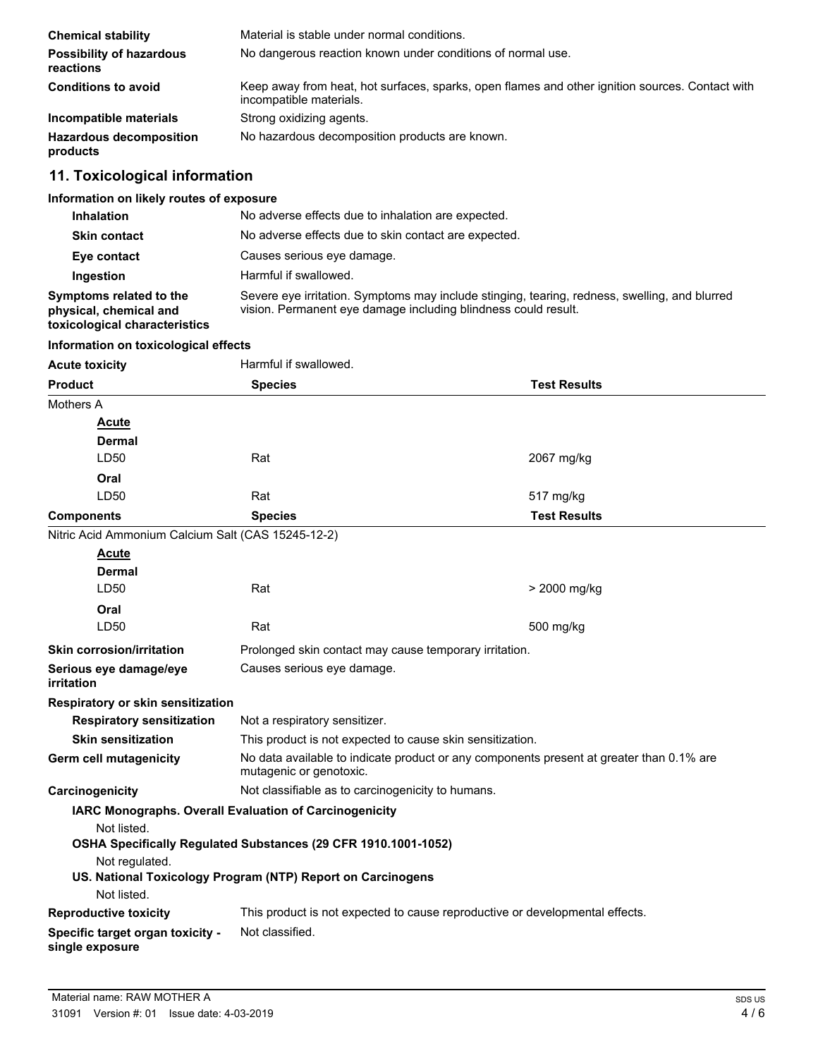| | |
|---|---|
| **Chemical stability** | Material is stable under normal conditions. |
| **Possibility of hazardous reactions** | No dangerous reaction known under conditions of normal use. |
| **Conditions to avoid** | Keep away from heat, hot surfaces, sparks, open flames and other ignition sources. Contact with incompatible materials. |
| **Incompatible materials** | Strong oxidizing agents. |
| **Hazardous decomposition products** | No hazardous decomposition products are known. |

## 11. Toxicological information

**Information on likely routes of exposure**

| | |
|---|---|
| **Inhalation** | No adverse effects due to inhalation are expected. |
| **Skin contact** | No adverse effects due to skin contact are expected. |
| **Eye contact** | Causes serious eye damage. |
| **Ingestion** | Harmful if swallowed. |
| **Symptoms related to the physical, chemical and toxicological characteristics** | Severe eye irritation. Symptoms may include stinging, tearing, redness, swelling, and blurred vision. Permanent eye damage including blindness could result. |

**Information on toxicological effects**

**Acute toxicity** Harmful if swallowed.

| Product | Species | Test Results |
|---|---|---|
| Mothers A | | |
| **Acute** | | |
| **Dermal** | | |
| LD50 | Rat | 2067 mg/kg |
| **Oral** | | |
| LD50 | Rat | 517 mg/kg |

| Components | Species | Test Results |
|---|---|---|
| Nitric Acid Ammonium Calcium Salt (CAS 15245-12-2) | | |
| **Acute** | | |
| **Dermal** | | |
| LD50 | Rat | > 2000 mg/kg |
| **Oral** | | |
| LD50 | Rat | 500 mg/kg |

| | |
|---|---|
| **Skin corrosion/irritation** | Prolonged skin contact may cause temporary irritation. |
| **Serious eye damage/eye irritation** | Causes serious eye damage. |

**Respiratory or skin sensitization**

| | |
|---|---|
| **Respiratory sensitization** | Not a respiratory sensitizer. |
| **Skin sensitization** | This product is not expected to cause skin sensitization. |
| **Germ cell mutagenicity** | No data available to indicate product or any components present at greater than 0.1% are mutagenic or genotoxic. |
| **Carcinogenicity** | Not classifiable as to carcinogenicity to humans. |

**IARC Monographs. Overall Evaluation of Carcinogenicity**

Not listed.

**OSHA Specifically Regulated Substances (29 CFR 1910.1001-1052)**

Not regulated.

**US. National Toxicology Program (NTP) Report on Carcinogens**

Not listed.

| | |
|---|---|
| **Reproductive toxicity** | This product is not expected to cause reproductive or developmental effects. |
| **Specific target organ toxicity - single exposure** | Not classified. |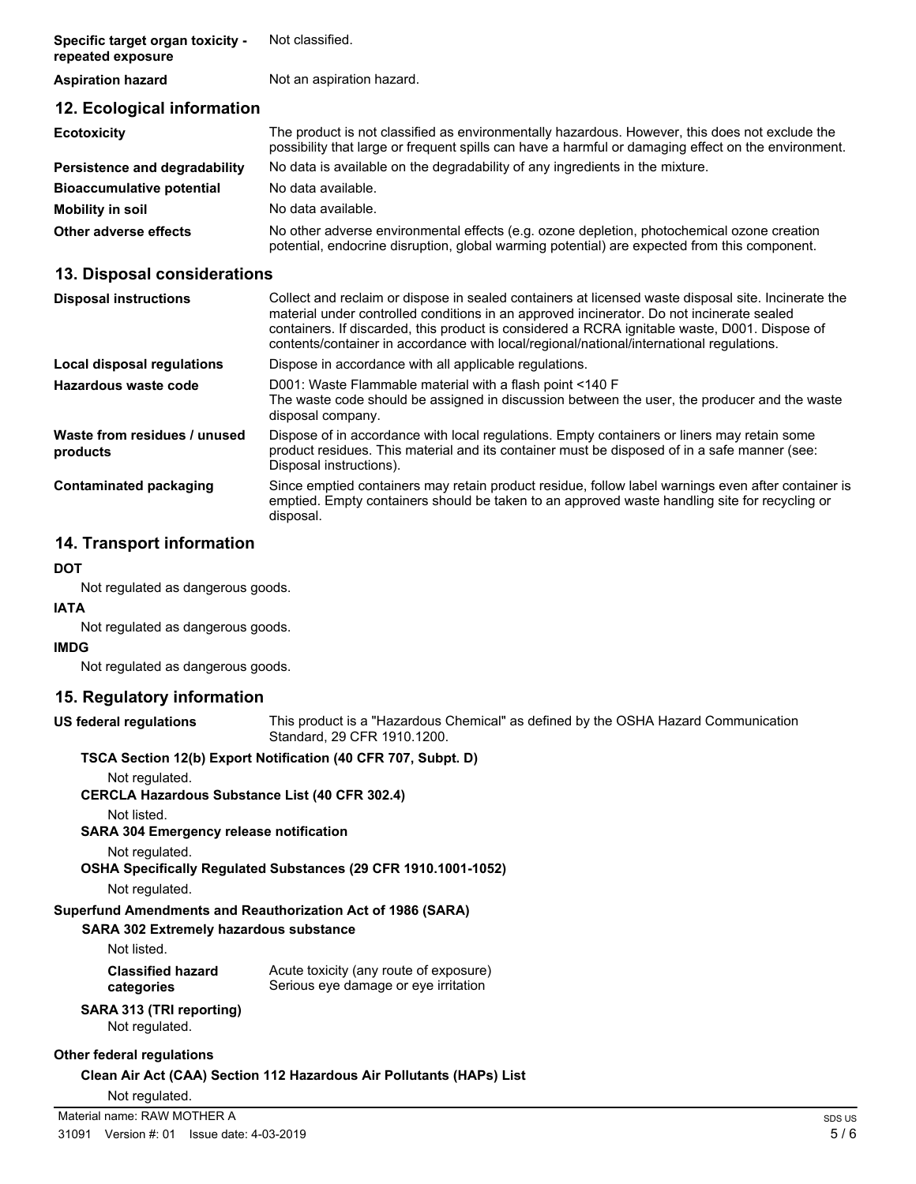| | |
|---|---|
| **Specific target organ toxicity - repeated exposure** | Not classified. |
| **Aspiration hazard** | Not an aspiration hazard. |

## 12. Ecological information

| | |
|---|---|
| **Ecotoxicity** | The product is not classified as environmentally hazardous. However, this does not exclude the possibility that large or frequent spills can have a harmful or damaging effect on the environment. |
| **Persistence and degradability** | No data is available on the degradability of any ingredients in the mixture. |
| **Bioaccumulative potential** | No data available. |
| **Mobility in soil** | No data available. |
| **Other adverse effects** | No other adverse environmental effects (e.g. ozone depletion, photochemical ozone creation potential, endocrine disruption, global warming potential) are expected from this component. |

## 13. Disposal considerations

| | |
|---|---|
| **Disposal instructions** | Collect and reclaim or dispose in sealed containers at licensed waste disposal site. Incinerate the material under controlled conditions in an approved incinerator. Do not incinerate sealed containers. If discarded, this product is considered a RCRA ignitable waste, D001. Dispose of contents/container in accordance with local/regional/national/international regulations. |
| **Local disposal regulations** | Dispose in accordance with all applicable regulations. |
| **Hazardous waste code** | D001: Waste Flammable material with a flash point <140 F<br>The waste code should be assigned in discussion between the user, the producer and the waste disposal company. |
| **Waste from residues / unused products** | Dispose of in accordance with local regulations. Empty containers or liners may retain some product residues. This material and its container must be disposed of in a safe manner (see: Disposal instructions). |
| **Contaminated packaging** | Since emptied containers may retain product residue, follow label warnings even after container is emptied. Empty containers should be taken to an approved waste handling site for recycling or disposal. |

## 14. Transport information

**DOT**

Not regulated as dangerous goods.

**IATA**

Not regulated as dangerous goods.

**IMDG**

Not regulated as dangerous goods.

## 15. Regulatory information

**US federal regulations** This product is a "Hazardous Chemical" as defined by the OSHA Hazard Communication Standard, 29 CFR 1910.1200.

**TSCA Section 12(b) Export Notification (40 CFR 707, Subpt. D)**

Not regulated.

**CERCLA Hazardous Substance List (40 CFR 302.4)**

Not listed.

**SARA 304 Emergency release notification**

Not regulated.

**OSHA Specifically Regulated Substances (29 CFR 1910.1001-1052)**

Not regulated.

**Superfund Amendments and Reauthorization Act of 1986 (SARA)**

**SARA 302 Extremely hazardous substance**

Not listed.

**Classified hazard categories** Acute toxicity (any route of exposure)
Serious eye damage or eye irritation

**SARA 313 (TRI reporting)**

Not regulated.

**Other federal regulations**

**Clean Air Act (CAA) Section 112 Hazardous Air Pollutants (HAPs) List**

Not regulated.

Material name: RAW MOTHER A

31091 Version #: 01 Issue date: 4-03-2019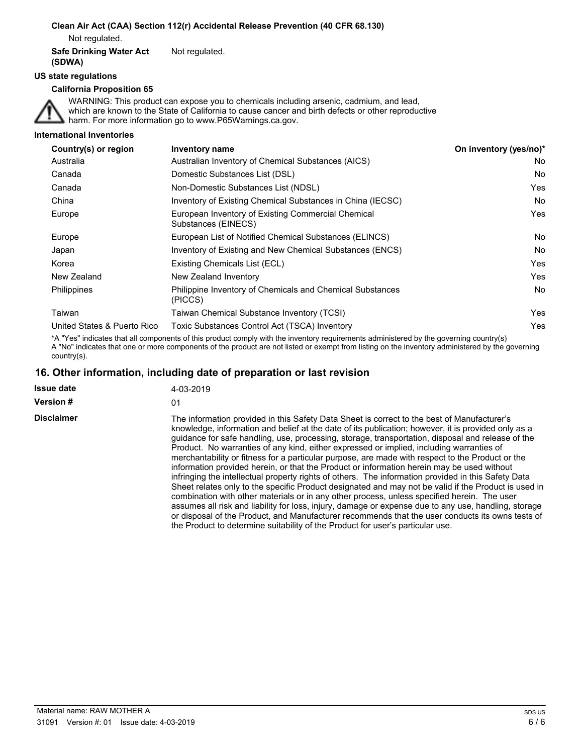**Clean Air Act (CAA) Section 112(r) Accidental Release Prevention (40 CFR 68.130)**

Not regulated.

**Safe Drinking Water Act (SDWA)** Not regulated.

**US state regulations**

**California Proposition 65**

WARNING: This product can expose you to chemicals including arsenic, cadmium, and lead, which are known to the State of California to cause cancer and birth defects or other reproductive harm. For more information go to www.P65Warnings.ca.gov.

**International Inventories**

| Country(s) or region | Inventory name | On inventory (yes/no)* |
|---|---|---|
| Australia | Australian Inventory of Chemical Substances (AICS) | No |
| Canada | Domestic Substances List (DSL) | No |
| Canada | Non-Domestic Substances List (NDSL) | Yes |
| China | Inventory of Existing Chemical Substances in China (IECSC) | No |
| Europe | European Inventory of Existing Commercial Chemical Substances (EINECS) | Yes |
| Europe | European List of Notified Chemical Substances (ELINCS) | No |
| Japan | Inventory of Existing and New Chemical Substances (ENCS) | No |
| Korea | Existing Chemicals List (ECL) | Yes |
| New Zealand | New Zealand Inventory | Yes |
| Philippines | Philippine Inventory of Chemicals and Chemical Substances (PICCS) | No |
| Taiwan | Taiwan Chemical Substance Inventory (TCSI) | Yes |
| United States & Puerto Rico | Toxic Substances Control Act (TSCA) Inventory | Yes |

*A "Yes" indicates that all components of this product comply with the inventory requirements administered by the governing country(s)
A "No" indicates that one or more components of the product are not listed or exempt from listing on the inventory administered by the governing country(s).

## 16. Other information, including date of preparation or last revision

**Issue date** 4-03-2019

**Version #** 01

**Disclaimer** The information provided in this Safety Data Sheet is correct to the best of Manufacturer's knowledge, information and belief at the date of its publication; however, it is provided only as a guidance for safe handling, use, processing, storage, transportation, disposal and release of the Product. No warranties of any kind, either expressed or implied, including warranties of merchantability or fitness for a particular purpose, are made with respect to the Product or the information provided herein, or that the Product or information herein may be used without infringing the intellectual property rights of others. The information provided in this Safety Data Sheet relates only to the specific Product designated and may not be valid if the Product is used in combination with other materials or in any other process, unless specified herein. The user assumes all risk and liability for loss, injury, damage or expense due to any use, handling, storage or disposal of the Product, and Manufacturer recommends that the user conducts its owns tests of the Product to determine suitability of the Product for user's particular use.